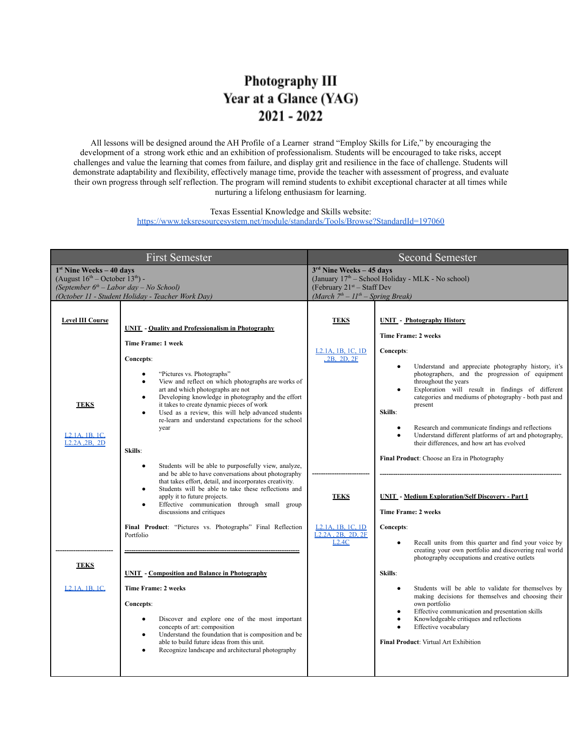# Photography III
# Year at a Glance (YAG)
# 2021 - 2022

All lessons will be designed around the AH Profile of a Learner strand "Employ Skills for Life," by encouraging the development of a strong work ethic and an exhibition of professionalism. Students will be encouraged to take risks, accept challenges and value the learning that comes from failure, and display grit and resilience in the face of challenge. Students will demonstrate adaptability and flexibility, effectively manage time, provide the teacher with assessment of progress, and evaluate their own progress through self reflection. The program will remind students to exhibit exceptional character at all times while nurturing a lifelong enthusiasm for learning.

Texas Essential Knowledge and Skills website:
https://www.teksresourcesystem.net/module/standards/Tools/Browse?StandardId=197060

| First Semester | | Second Semester | |
|---|---|---|---|
| **1st Nine Weeks – 40 days**<br>(August 16th – October 13th) -<br>*(September 6th – Labor day – No School)*<br>*(October 11 - Student Holiday - Teacher Work Day)* | | **3rd Nine Weeks – 45 days**<br>(January 17th – School Holiday - MLK - No school)<br>(February 21st – Staff Dev<br>*(March 7th – 11th – Spring Break)* | |
| **Level III Course**<br><br>**TEKS**<br><br>L2.1A, 1B, 1C,<br>L2.2A ,2B, 2D | **UNIT - Quality and Professionalism in Photography**<br><br>**Time Frame: 1 week**<br><br>**Concepts**:<br>• "Pictures vs. Photographs"<br>• View and reflect on which photographs are works of art and which photographs are not<br>• Developing knowledge in photography and the effort it takes to create dynamic pieces of work<br>• Used as a review, this will help advanced students re-learn and understand expectations for the school year<br><br>**Skills**:<br>• Students will be able to purposefully view, analyze, and be able to have conversations about photography that takes effort, detail, and incorporates creativity.<br>• Students will be able to take these reflections and apply it to future projects.<br>• Effective communication through small group discussions and critiques<br><br>**Final Product**: "Pictures vs. Photographs" Final Reflection Portfolio | **TEKS**<br><br>L2.1A, 1B, 1C, 1D, 2B, 2D, 2F | **UNIT - Photography History**<br><br>**Time Frame: 2 weeks**<br><br>**Concepts**:<br>• Understand and appreciate photography history, it's photographers, and the progression of equipment throughout the years<br>• Exploration will result in findings of different categories and mediums of photography - both past and present<br><br>**Skills**:<br>• Research and communicate findings and reflections<br>• Understand different platforms of art and photography, their differences, and how art has evolved<br><br>**Final Product**: Choose an Era in Photography |
| **TEKS**<br><br>L2.1A, 1B, 1C, | **UNIT - Composition and Balance in Photography**<br><br>**Time Frame: 2 weeks**<br><br>**Concepts**:<br>• Discover and explore one of the most important concepts of art: composition<br>• Understand the foundation that is composition and be able to build future ideas from this unit.<br>• Recognize landscape and architectural photography | **TEKS**<br><br>L2.1A, 1B, 1C, 1D<br>L2.2A , 2B, 2D, 2F<br>L2.4C | **UNIT - Medium Exploration/Self Discovery - Part I**<br><br>**Time Frame: 2 weeks**<br><br>**Concepts**:<br>• Recall units from this quarter and find your voice by creating your own portfolio and discovering real world photography occupations and creative outlets<br><br>**Skills**:<br>• Students will be able to validate for themselves by making decisions for themselves and choosing their own portfolio<br>• Effective communication and presentation skills<br>• Knowledgeable critiques and reflections<br>• Effective vocabulary<br><br>**Final Product**: Virtual Art Exhibition |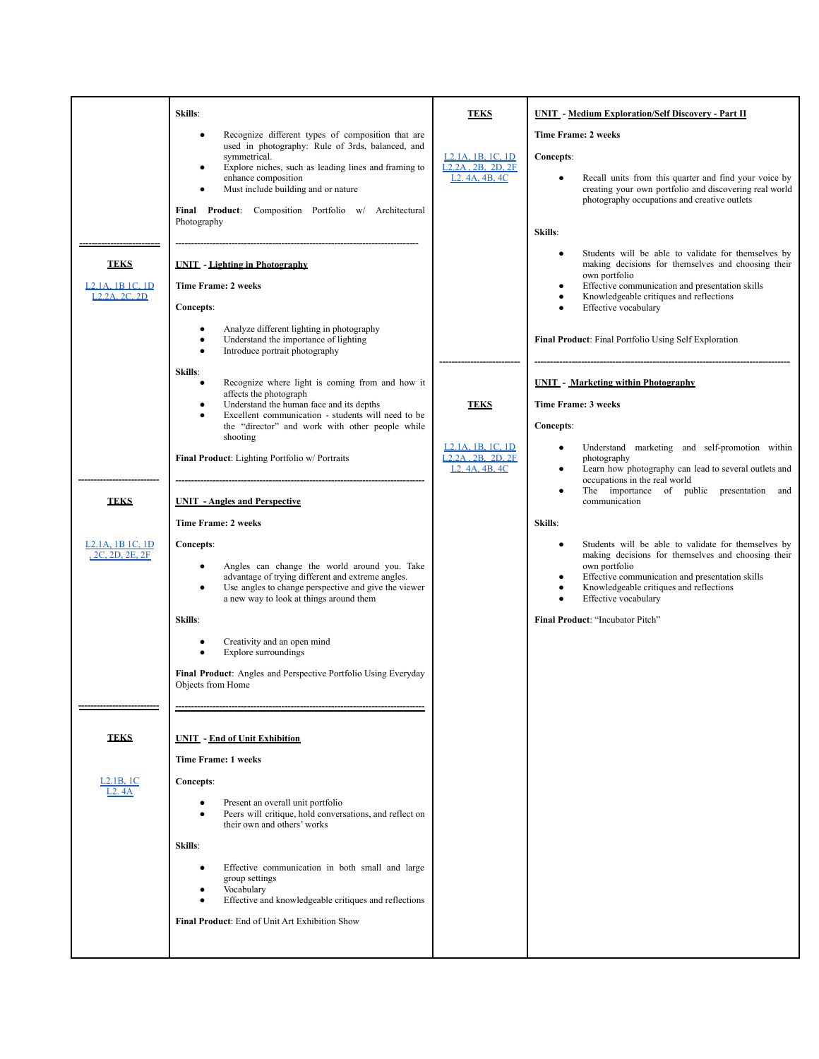| | | | |
|---|---|---|---|
| | **Skills**:<br><ul><li>Recognize different types of composition that are used in photography: Rule of 3rds, balanced, and symmetrical.</li><li>Explore niches, such as leading lines and framing to enhance composition</li><li>Must include building and or nature</li></ul>**Final Product**: Composition Portfolio w/ Architectural Photography | **TEKS**<br><br>L2.1A, 1B, 1C, 1D<br>L2.2A , 2B, 2D, 2F<br>L2. 4A, 4B, 4C | **UNIT - Medium Exploration/Self Discovery - Part II**<br><br>**Time Frame: 2 weeks**<br><br>**Concepts**:<br><ul><li>Recall units from this quarter and find your voice by creating your own portfolio and discovering real world photography occupations and creative outlets</li></ul>**Skills**:<br><ul><li>Students will be able to validate for themselves by making decisions for themselves and choosing their own portfolio</li><li>Effective communication and presentation skills</li><li>Knowledgeable critiques and reflections</li><li>Effective vocabulary</li></ul>**Final Product**: Final Portfolio Using Self Exploration |
| **TEKS**<br><br>L2.1A, 1B 1C, 1D<br>L2.2A, 2C, 2D | **UNIT - Lighting in Photography**<br><br>**Time Frame: 2 weeks**<br><br>**Concepts**:<br><ul><li>Analyze different lighting in photography</li><li>Understand the importance of lighting</li><li>Introduce portrait photography</li></ul>**Skills**:<br><ul><li>Recognize where light is coming from and how it affects the photograph</li><li>Understand the human face and its depths</li><li>Excellent communication - students will need to be the "director" and work with other people while shooting</li></ul>**Final Product**: Lighting Portfolio w/ Portraits | **TEKS**<br><br>L2.1A, 1B, 1C, 1D<br>L2.2A , 2B, 2D, 2F<br>L2. 4A, 4B, 4C | **UNIT - Marketing within Photography**<br><br>**Time Frame: 3 weeks**<br><br>**Concepts**:<br><ul><li>Understand marketing and self-promotion within photography</li><li>Learn how photography can lead to several outlets and occupations in the real world</li><li>The importance of public presentation and communication</li></ul>**Skills**:<br><ul><li>Students will be able to validate for themselves by making decisions for themselves and choosing their own portfolio</li><li>Effective communication and presentation skills</li><li>Knowledgeable critiques and reflections</li><li>Effective vocabulary</li></ul>**Final Product**: "Incubator Pitch" |
| **TEKS**<br><br>L2.1A, 1B 1C, 1D<br>, 2C, 2D, 2E, 2F | **UNIT - Angles and Perspective**<br><br>**Time Frame: 2 weeks**<br><br>**Concepts**:<br><ul><li>Angles can change the world around you. Take advantage of trying different and extreme angles.</li><li>Use angles to change perspective and give the viewer a new way to look at things around them</li></ul>**Skills**:<br><ul><li>Creativity and an open mind</li><li>Explore surroundings</li></ul>**Final Product**: Angles and Perspective Portfolio Using Everyday Objects from Home | | |
| **TEKS**<br><br>L2.1B, 1C<br>L2. 4A | **UNIT - End of Unit Exhibition**<br><br>**Time Frame: 1 weeks**<br><br>**Concepts**:<br><ul><li>Present an overall unit portfolio</li><li>Peers will critique, hold conversations, and reflect on their own and others' works</li></ul>**Skills**:<br><ul><li>Effective communication in both small and large group settings</li><li>Vocabulary</li><li>Effective and knowledgeable critiques and reflections</li></ul>**Final Product**: End of Unit Art Exhibition Show | | |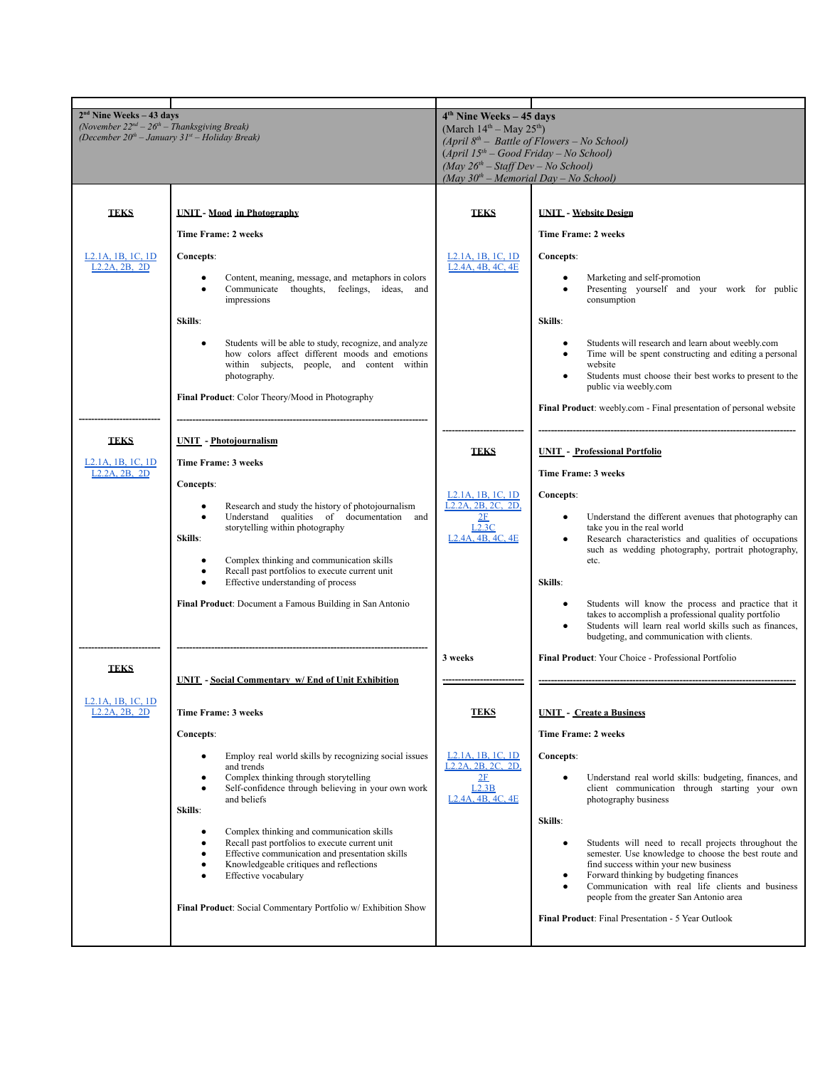| | | | |
|---|---|---|---|
| **2nd Nine Weeks – 43 days**<br>*(November 22nd – 26th – Thanksgiving Break)*<br>*(December 20th – January 31st – Holiday Break)* | | **4th Nine Weeks – 45 days**<br>(March 14th – May 25th)<br>*(April 8th – Battle of Flowers – No School)*<br>*(April 15th – Good Friday – No School)*<br>*(May 26th – Staff Dev – No School)*<br>*(May 30th – Memorial Day – No School)* | |
| **TEKS**<br><br>L2.1A, 1B, 1C, 1D<br>L2.2A, 2B, 2D | **UNIT - Mood in Photography**<br><br>**Time Frame: 2 weeks**<br><br>**Concepts**:<br>• Content, meaning, message, and metaphors in colors<br>• Communicate thoughts, feelings, ideas, and impressions<br><br>**Skills**:<br>• Students will be able to study, recognize, and analyze how colors affect different moods and emotions within subjects, people, and content within photography.<br><br>**Final Product**: Color Theory/Mood in Photography | **TEKS**<br><br>L2.1A, 1B, 1C, 1D<br>L2.4A, 4B, 4C, 4E | **UNIT - Website Design**<br><br>**Time Frame: 2 weeks**<br><br>**Concepts**:<br>• Marketing and self-promotion<br>• Presenting yourself and your work for public consumption<br><br>**Skills**:<br>• Students will research and learn about weebly.com<br>• Time will be spent constructing and editing a personal website<br>• Students must choose their best works to present to the public via weebly.com<br><br>**Final Product**: weebly.com - Final presentation of personal website |
| **TEKS**<br><br>L2.1A, 1B, 1C, 1D<br>L2.2A, 2B, 2D | **UNIT - Photojournalism**<br><br>**Time Frame: 3 weeks**<br><br>**Concepts**:<br>• Research and study the history of photojournalism<br>• Understand qualities of documentation and storytelling within photography<br><br>**Skills**:<br>• Complex thinking and communication skills<br>• Recall past portfolios to execute current unit<br>• Effective understanding of process<br><br>**Final Product**: Document a Famous Building in San Antonio | **TEKS**<br><br>L2.1A, 1B, 1C, 1D<br>L2.2A, 2B, 2C, 2D, 2F<br>L2.3C<br>L2.4A, 4B, 4C, 4E<br><br>3 weeks | **UNIT - Professional Portfolio**<br><br>**Time Frame: 3 weeks**<br><br>**Concepts**:<br>• Understand the different avenues that photography can take you in the real world<br>• Research characteristics and qualities of occupations such as wedding photography, portrait photography, etc.<br><br>**Skills**:<br>• Students will know the process and practice that it takes to accomplish a professional quality portfolio<br>• Students will learn real world skills such as finances, budgeting, and communication with clients.<br><br>**Final Product**: Your Choice - Professional Portfolio |
| **TEKS**<br><br>L2.1A, 1B, 1C, 1D<br>L2.2A, 2B, 2D | **UNIT - Social Commentary w/ End of Unit Exhibition**<br><br>**Time Frame: 3 weeks**<br><br>**Concepts**:<br>• Employ real world skills by recognizing social issues and trends<br>• Complex thinking through storytelling<br>• Self-confidence through believing in your own work and beliefs<br><br>**Skills**:<br>• Complex thinking and communication skills<br>• Recall past portfolios to execute current unit<br>• Effective communication and presentation skills<br>• Knowledgeable critiques and reflections<br>• Effective vocabulary<br><br>**Final Product**: Social Commentary Portfolio w/ Exhibition Show | **TEKS**<br><br>L2.1A, 1B, 1C, 1D<br>L2.2A, 2B, 2C, 2D, 2F<br>L2.3B<br>L2.4A, 4B, 4C, 4E | **UNIT - Create a Business**<br><br>**Time Frame: 2 weeks**<br><br>**Concepts**:<br>• Understand real world skills: budgeting, finances, and client communication through starting your own photography business<br><br>**Skills**:<br>• Students will need to recall projects throughout the semester. Use knowledge to choose the best route and find success within your new business<br>• Forward thinking by budgeting finances<br>• Communication with real life clients and business people from the greater San Antonio area<br><br>**Final Product**: Final Presentation - 5 Year Outlook |